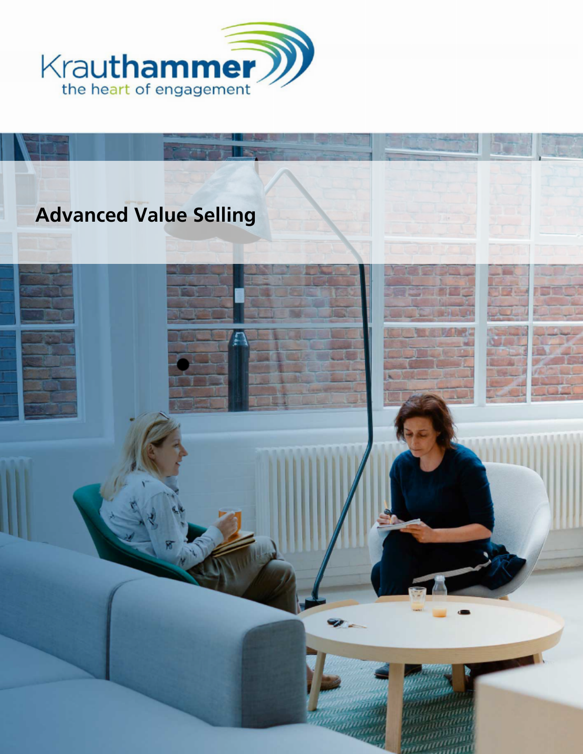Krauthammer

the heart of engagement

# Advanced Value Selling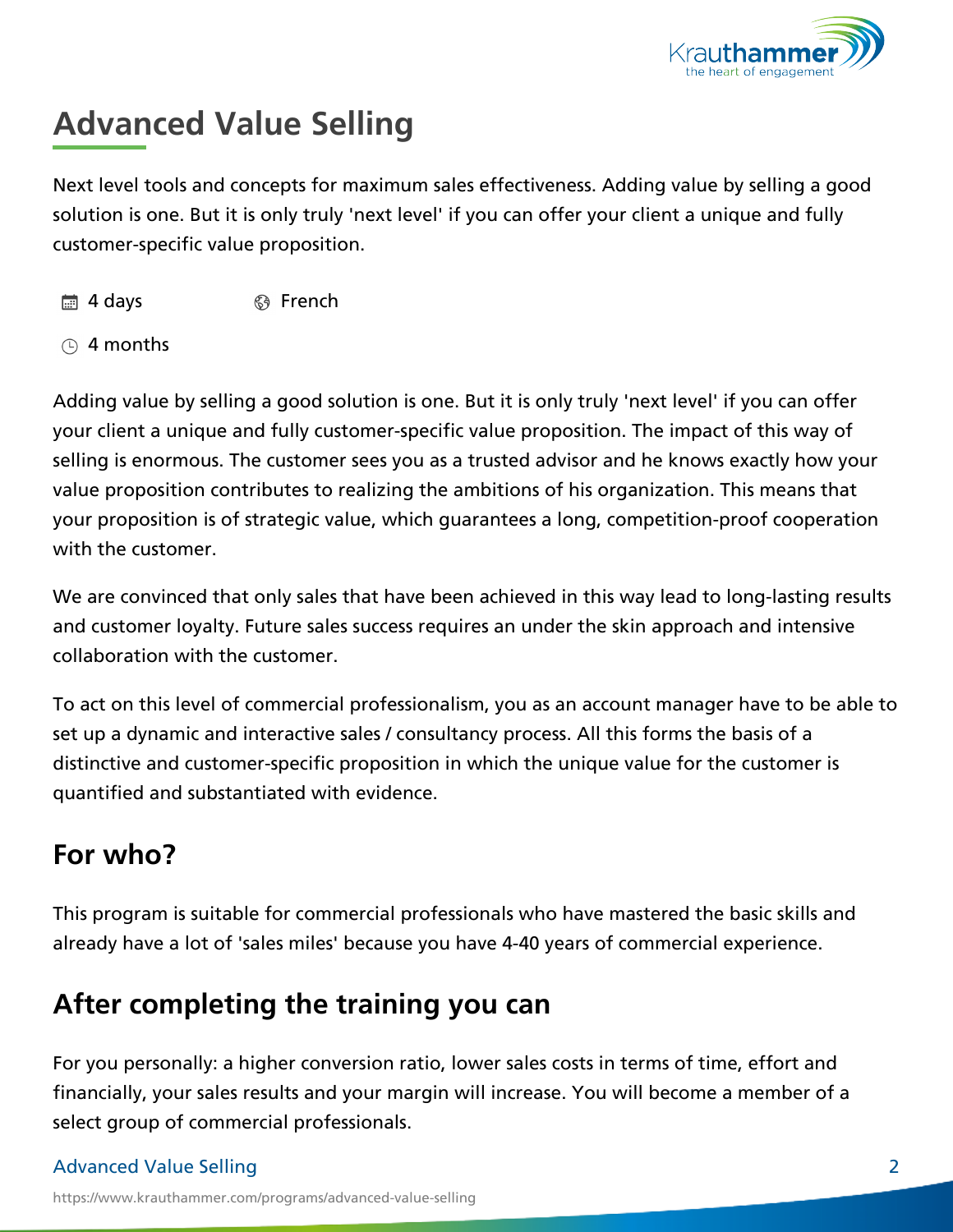# Advanced Value Selling

Next level tools and concepts for maximum sales effectiveness. Adding value by selling a good solution is one. But it is only truly 'next level' if you can offer your client a unique and fully customer-specific value proposition.

4 days

French

4 months

Adding value by selling a good solution is one. But it is only truly 'next level' if you can offer your client a unique and fully customer-specific value proposition. The impact of this way of selling is enormous. The customer sees you as a trusted advisor and he knows exactly how your value proposition contributes to realizing the ambitions of his organization. This means that your proposition is of strategic value, which guarantees a long, competition-proof cooperation with the customer.

We are convinced that only sales that have been achieved in this way lead to long-lasting results and customer loyalty. Future sales success requires an under the skin approach and intensive collaboration with the customer.

To act on this level of commercial professionalism, you as an account manager have to be able to set up a dynamic and interactive sales / consultancy process. All this forms the basis of a distinctive and customer-specific proposition in which the unique value for the customer is quantified and substantiated with evidence.

## For who?

This program is suitable for commercial professionals who have mastered the basic skills and already have a lot of 'sales miles' because you have 4-40 years of commercial experience.

## After completing the training you can

For you personally: a higher conversion ratio, lower sales costs in terms of time, effort and financially, your sales results and your margin will increase. You will become a member of a select group of commercial professionals.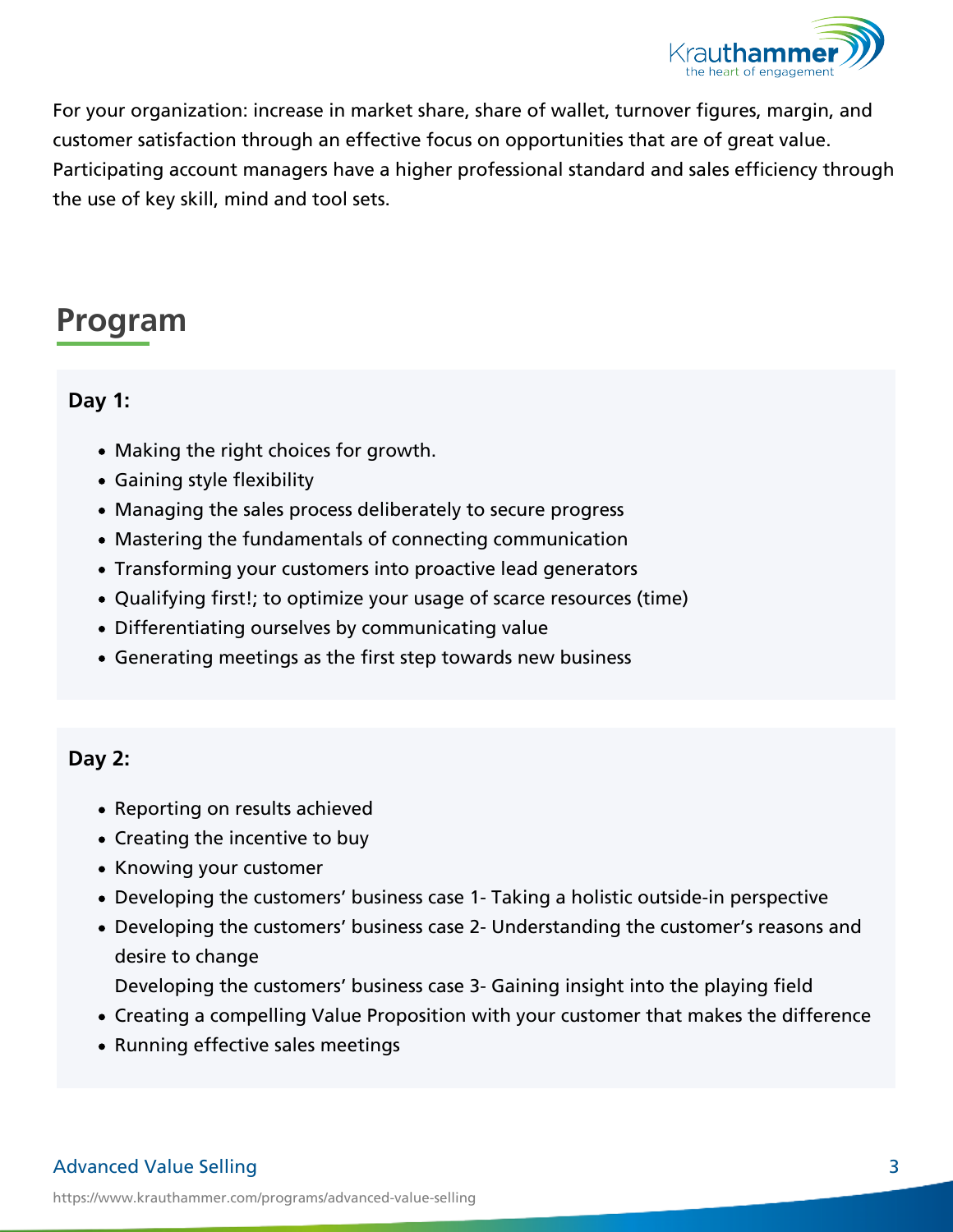For your organization: increase in market share, share of wallet, turnover figures, margin, and customer satisfaction through an effective focus on opportunities that are of great value. Participating account managers have a higher professional standard and sales efficiency through the use of key skill, mind and tool sets.

## Program

**Day 1:**

- Making the right choices for growth.
- Gaining style flexibility
- Managing the sales process deliberately to secure progress
- Mastering the fundamentals of connecting communication
- Transforming your customers into proactive lead generators
- Qualifying first!; to optimize your usage of scarce resources (time)
- Differentiating ourselves by communicating value
- Generating meetings as the first step towards new business

**Day 2:**

- Reporting on results achieved
- Creating the incentive to buy
- Knowing your customer
- Developing the customers' business case 1- Taking a holistic outside-in perspective
- Developing the customers' business case 2- Understanding the customer's reasons and desire to change

  Developing the customers' business case 3- Gaining insight into the playing field
- Creating a compelling Value Proposition with your customer that makes the difference
- Running effective sales meetings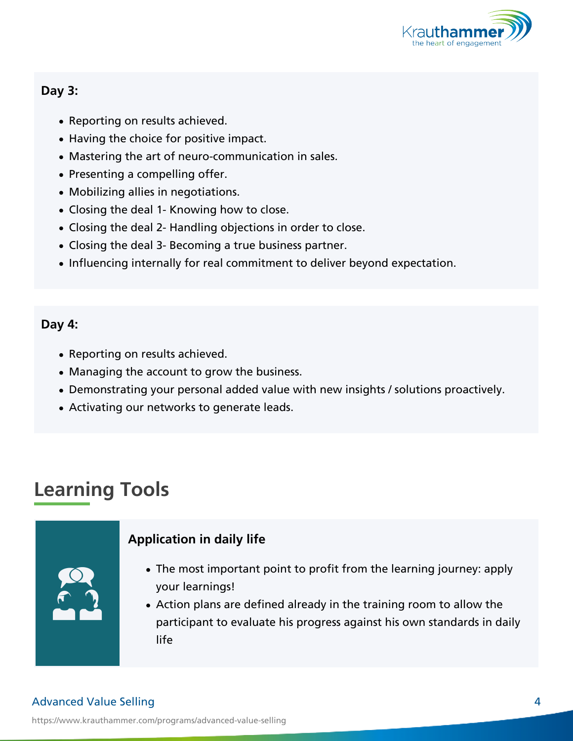**Day 3:**

- Reporting on results achieved.
- Having the choice for positive impact.
- Mastering the art of neuro-communication in sales.
- Presenting a compelling offer.
- Mobilizing allies in negotiations.
- Closing the deal 1- Knowing how to close.
- Closing the deal 2- Handling objections in order to close.
- Closing the deal 3- Becoming a true business partner.
- Influencing internally for real commitment to deliver beyond expectation.

**Day 4:**

- Reporting on results achieved.
- Managing the account to grow the business.
- Demonstrating your personal added value with new insights / solutions proactively.
- Activating our networks to generate leads.

## Learning Tools

### Application in daily life

- The most important point to profit from the learning journey: apply your learnings!
- Action plans are defined already in the training room to allow the participant to evaluate his progress against his own standards in daily life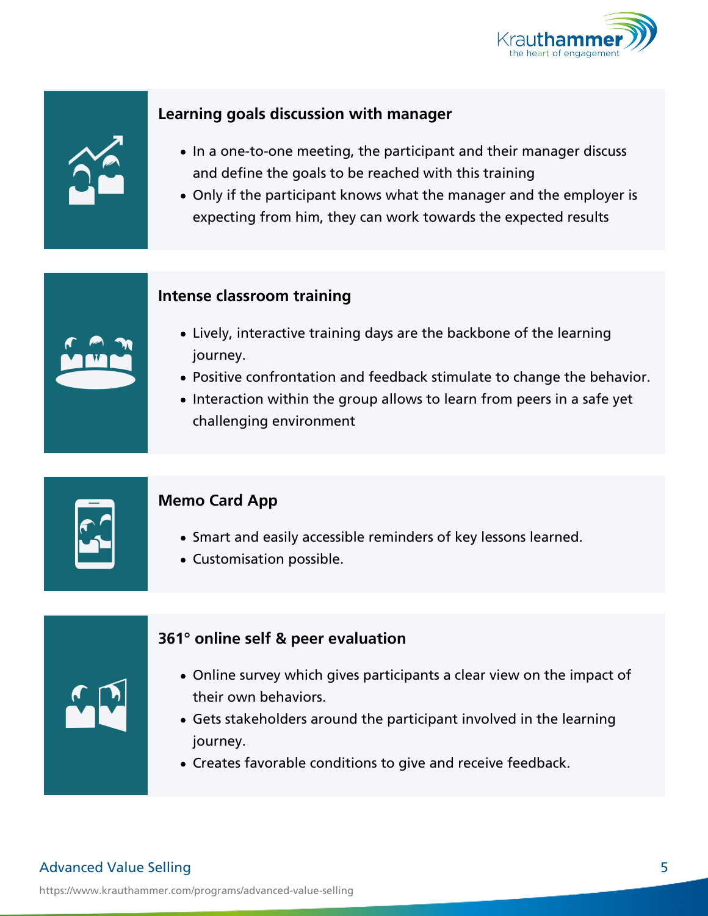### Learning goals discussion with manager

- In a one-to-one meeting, the participant and their manager discuss and define the goals to be reached with this training
- Only if the participant knows what the manager and the employer is expecting from him, they can work towards the expected results

### Intense classroom training

- Lively, interactive training days are the backbone of the learning journey.
- Positive confrontation and feedback stimulate to change the behavior.
- Interaction within the group allows to learn from peers in a safe yet challenging environment

### Memo Card App

- Smart and easily accessible reminders of key lessons learned.
- Customisation possible.

### 361° online self & peer evaluation

- Online survey which gives participants a clear view on the impact of their own behaviors.
- Gets stakeholders around the participant involved in the learning journey.
- Creates favorable conditions to give and receive feedback.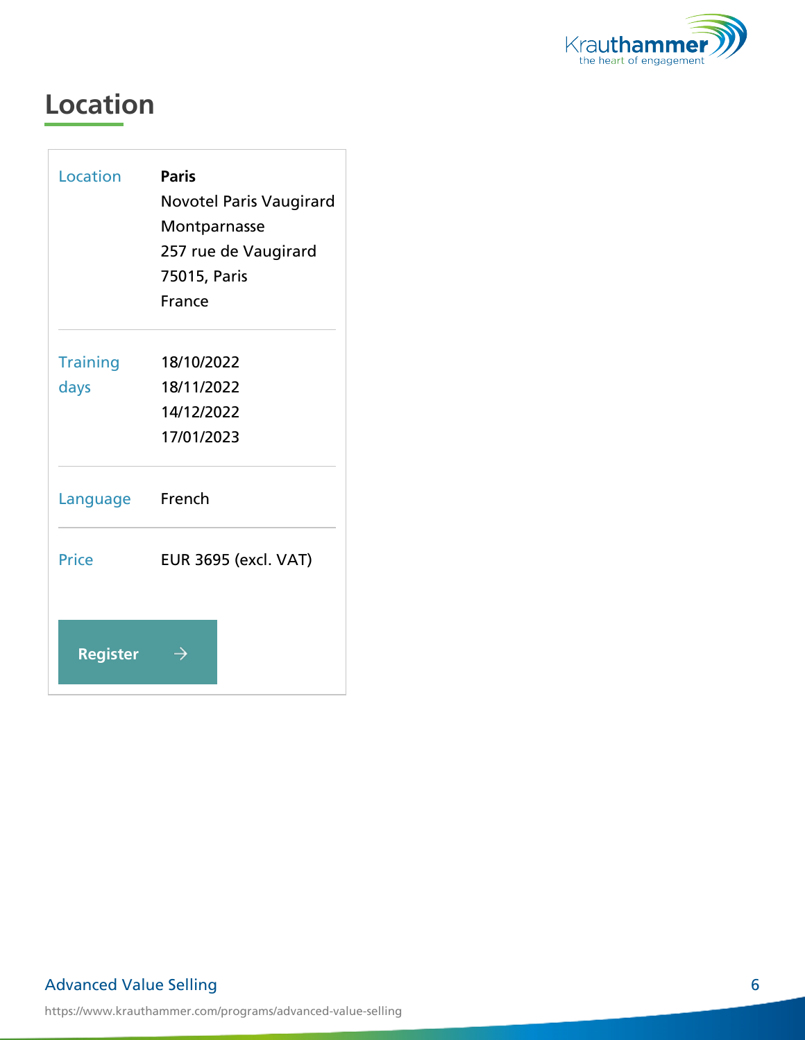# Location

| | |
|---|---|
| Location | **Paris**<br>Novotel Paris Vaugirard Montparnasse<br>257 rue de Vaugirard<br>75015, Paris<br>France |
| Training days | 18/10/2022<br>18/11/2022<br>14/12/2022<br>17/01/2023 |
| Language | French |
| Price | EUR 3695 (excl. VAT) |

**Register →**